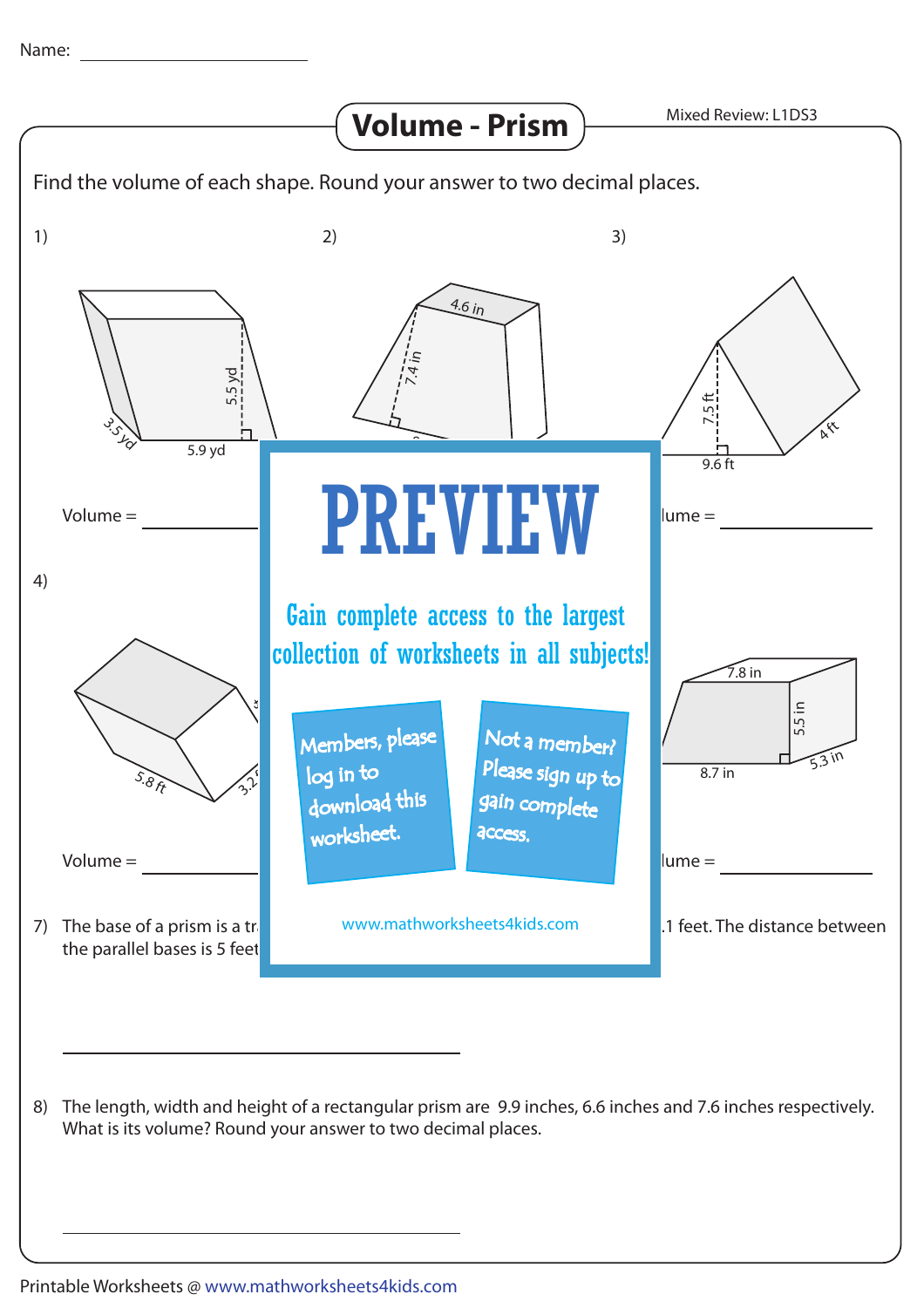Name: ____________________

# Volume - Prism

Mixed Review: L1DS3

Find the volume of each shape. Round your answer to two decimal places.

1)

3.5 yd

5.5 yd

5.9 yd

Volume = ____________

2)

4.6 in

7.4 in

3)

7.5 ft

9.6 ft

4 ft

lume = ____________

4)

5.8 ft

3.2

Volume = ____________

7.8 in

5.5 in

8.7 in

5.3 in

lume = ____________

PREVIEW

Gain complete access to the largest collection of worksheets in all subjects!

Members, please log in to download this worksheet.

Not a member? Please sign up to gain complete access.

www.mathworksheets4kids.com

7) The base of a prism is a tr .1 feet. The distance between the parallel bases is 5 feet

____________________

8) The length, width and height of a rectangular prism are 9.9 inches, 6.6 inches and 7.6 inches respectively. What is its volume? Round your answer to two decimal places.

____________________

Printable Worksheets @ www.mathworksheets4kids.com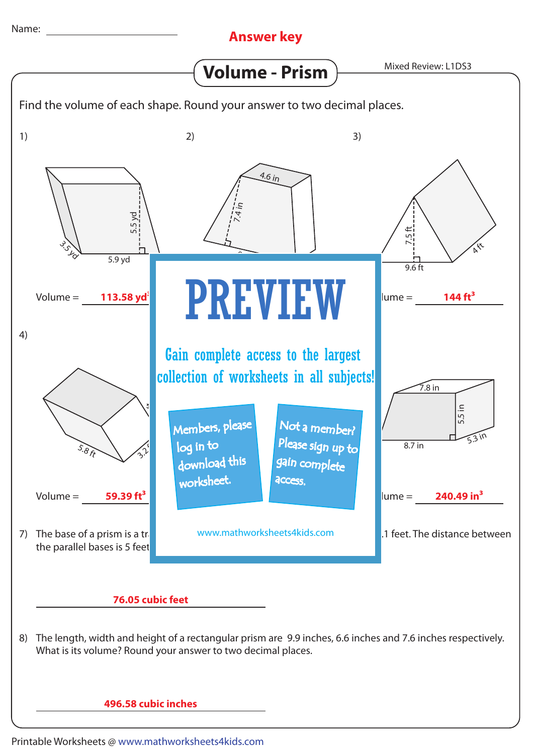Name:

**Answer key**

# Volume - Prism

Mixed Review: L1DS3

Find the volume of each shape. Round your answer to two decimal places.

1)

3.5 yd
5.5 yd
5.9 yd

Volume = **113.58 yd³**

2)

4.6 in
7.4 in

3)

7.5 ft
9.6 ft
4 ft

Volume = **144 ft³**

4)

5.8 ft
3.2

Volume = **59.39 ft³**

6)

7.8 in
5.5 in
8.7 in
5.3 in

Volume = **240.49 in³**

PREVIEW

Gain complete access to the largest collection of worksheets in all subjects!

Members, please log in to download this worksheet.

Not a member? Please sign up to gain complete access.

www.mathworksheets4kids.com

7) The base of a prism is a tr... .1 feet. The distance between the parallel bases is 5 feet...

**76.05 cubic feet**

8) The length, width and height of a rectangular prism are 9.9 inches, 6.6 inches and 7.6 inches respectively. What is its volume? Round your answer to two decimal places.

**496.58 cubic inches**

Printable Worksheets @ www.mathworksheets4kids.com